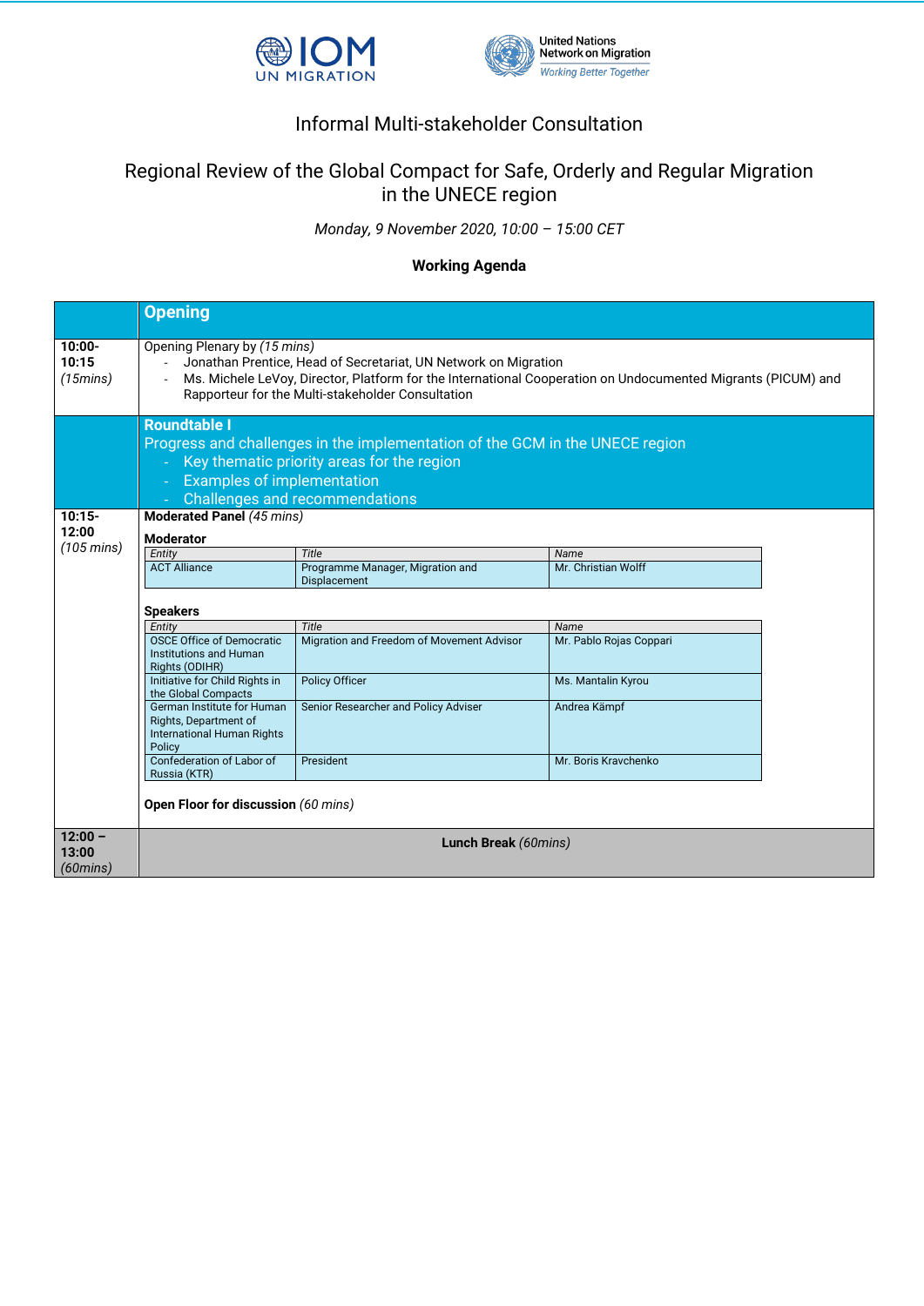IOM UN MIGRATION

United Nations Network on Migration
*Working Better Together*

# Informal Multi-stakeholder Consultation

## Regional Review of the Global Compact for Safe, Orderly and Regular Migration in the UNECE region

*Monday, 9 November 2020, 10:00 – 15:00 CET*

**Working Agenda**

## Opening

**10:00-10:15** *(15mins)*

Opening Plenary by *(15 mins)*
- Jonathan Prentice, Head of Secretariat, UN Network on Migration
- Ms. Michele LeVoy, Director, Platform for the International Cooperation on Undocumented Migrants (PICUM) and Rapporteur for the Multi-stakeholder Consultation

## Roundtable I

Progress and challenges in the implementation of the GCM in the UNECE region
- Key thematic priority areas for the region
- Examples of implementation
- Challenges and recommendations

**10:15-12:00** *(105 mins)*

**Moderated Panel** *(45 mins)*

**Moderator**

| *Entity* | *Title* | *Name* |
|---|---|---|
| ACT Alliance | Programme Manager, Migration and Displacement | Mr. Christian Wolff |

**Speakers**

| *Entity* | *Title* | *Name* |
|---|---|---|
| OSCE Office of Democratic Institutions and Human Rights (ODIHR) | Migration and Freedom of Movement Advisor | Mr. Pablo Rojas Coppari |
| Initiative for Child Rights in the Global Compacts | Policy Officer | Ms. Mantalin Kyrou |
| German Institute for Human Rights, Department of International Human Rights Policy | Senior Researcher and Policy Adviser | Andrea Kämpf |
| Confederation of Labor of Russia (KTR) | President | Mr. Boris Kravchenko |

**Open Floor for discussion** *(60 mins)*

**12:00 – 13:00** *(60mins)*

**Lunch Break** *(60mins)*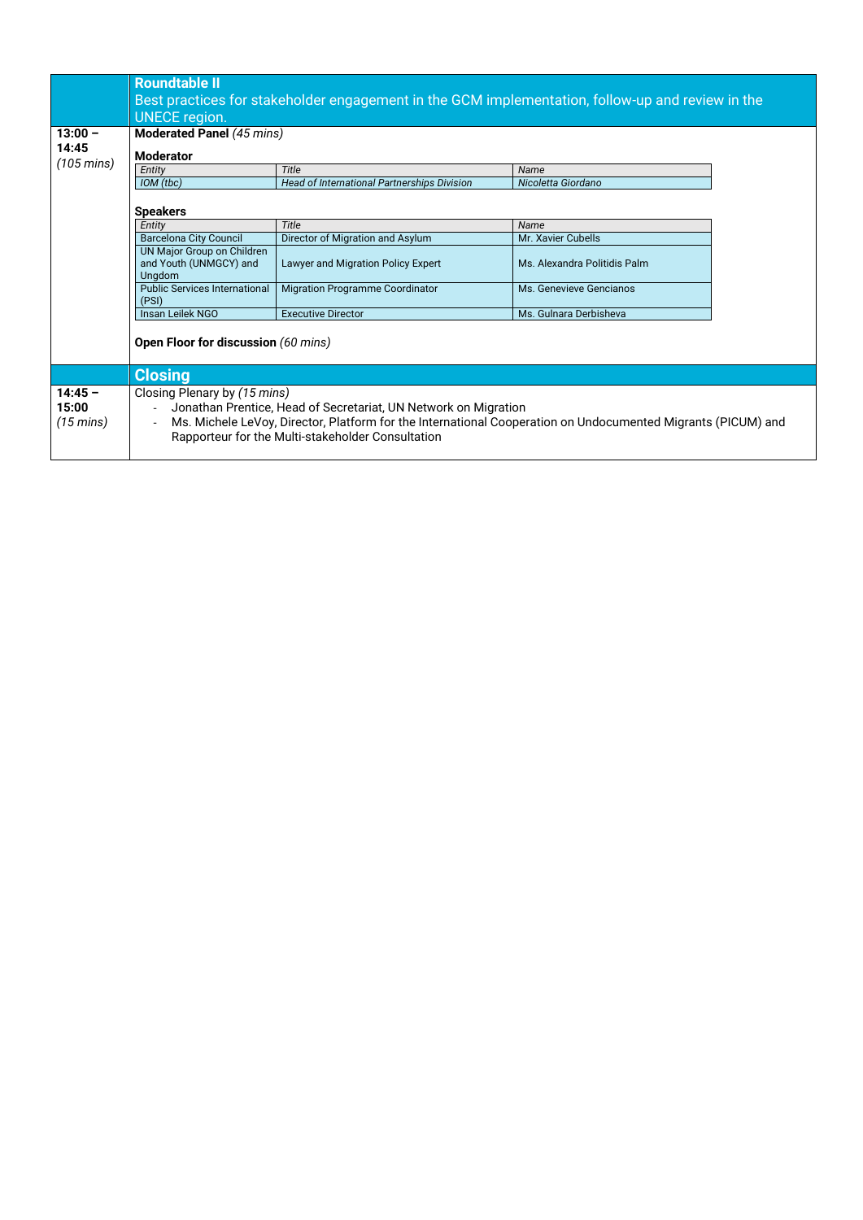| | |
|---|---|
| | **Roundtable II**<br>Best practices for stakeholder engagement in the GCM implementation, follow-up and review in the UNECE region. |
| **13:00 – 14:45**<br>*(105 mins)* | **Moderated Panel** *(45 mins)* |

**Moderator**

| *Entity* | *Title* | *Name* |
|---|---|---|
| *IOM (tbc)* | *Head of International Partnerships Division* | *Nicoletta Giordano* |

**Speakers**

| *Entity* | *Title* | *Name* |
|---|---|---|
| Barcelona City Council | Director of Migration and Asylum | Mr. Xavier Cubells |
| UN Major Group on Children and Youth (UNMGCY) and Ungdom | Lawyer and Migration Policy Expert | Ms. Alexandra Politidis Palm |
| Public Services International (PSI) | Migration Programme Coordinator | Ms. Genevieve Gencianos |
| Insan Leilek NGO | Executive Director | Ms. Gulnara Derbisheva |

**Open Floor for discussion** *(60 mins)*

## Closing

**14:45 – 15:00** *(15 mins)*

Closing Plenary by *(15 mins)*

- Jonathan Prentice, Head of Secretariat, UN Network on Migration
- Ms. Michele LeVoy, Director, Platform for the International Cooperation on Undocumented Migrants (PICUM) and Rapporteur for the Multi-stakeholder Consultation